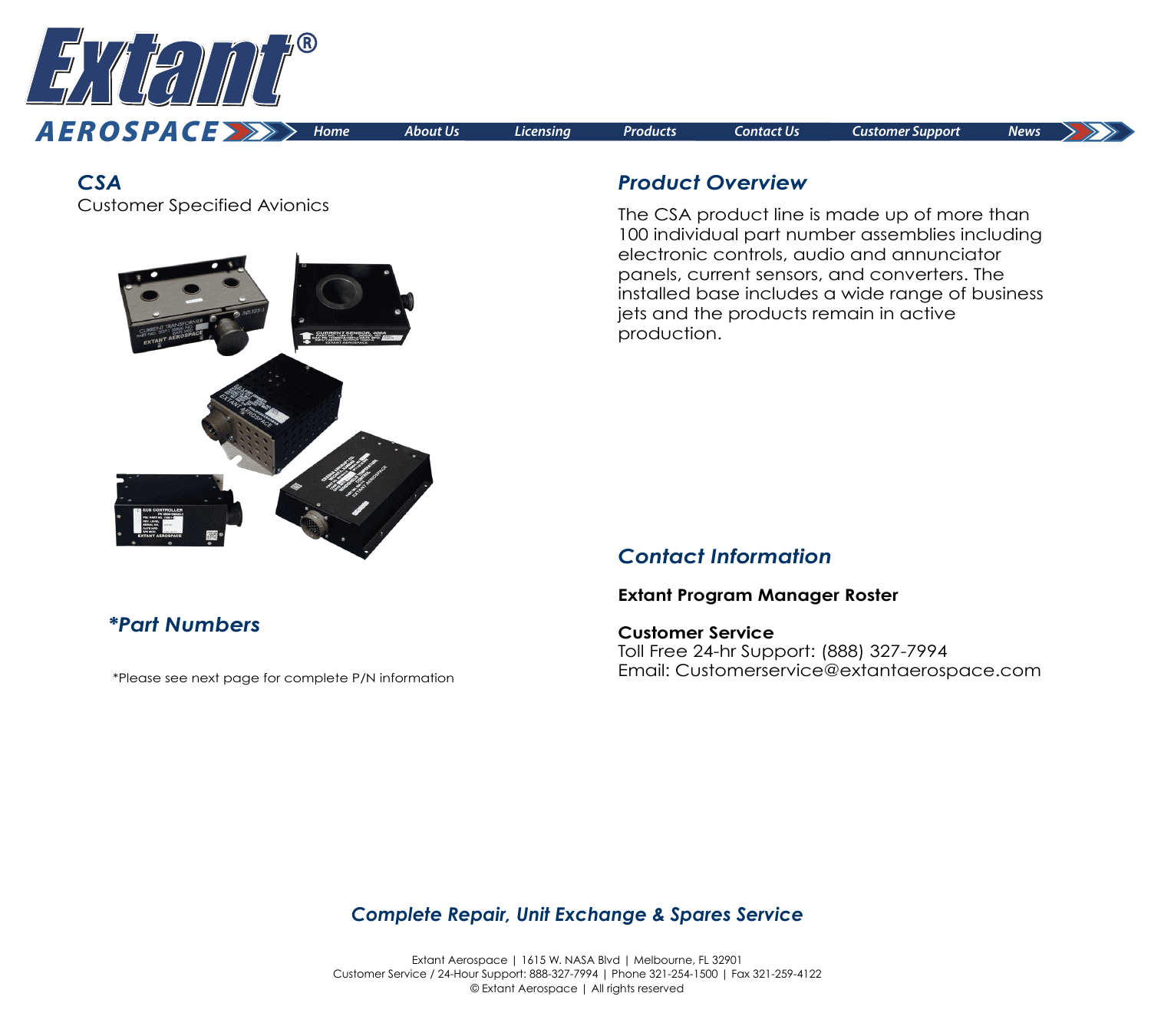Extant® AEROSPACE

Home | About Us | Licensing | Products | Contact Us | Customer Support | News

## *CSA*

Customer Specified Avionics

## *Product Overview*

The CSA product line is made up of more than 100 individual part number assemblies including electronic controls, audio and annunciator panels, current sensors, and converters. The installed base includes a wide range of business jets and the products remain in active production.

## **Part Numbers*

*Please see next page for complete P/N information

## *Contact Information*

**Extant Program Manager Roster**

**Customer Service**
Toll Free 24-hr Support: (888) 327-7994
Email: Customerservice@extantaerospace.com

### *Complete Repair, Unit Exchange & Spares Service*

Extant Aerospace | 1615 W. NASA Blvd | Melbourne, FL 32901
Customer Service / 24-Hour Support: 888-327-7994 | Phone 321-254-1500 | Fax 321-259-4122
© Extant Aerospace | All rights reserved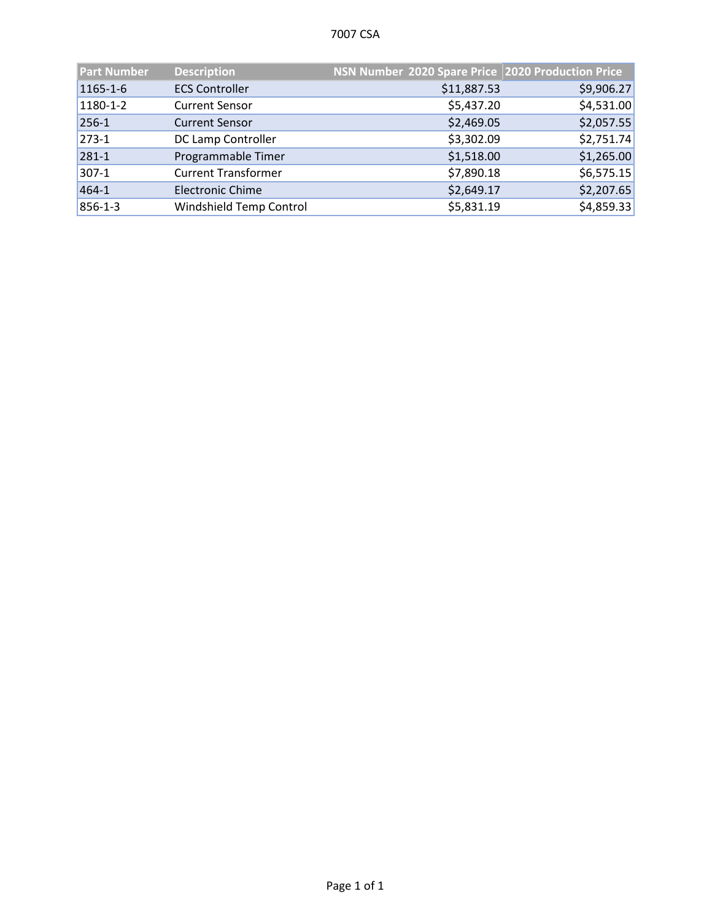# 7007 CSA

| Part Number | Description | NSN Number | 2020 Spare Price | 2020 Production Price |
|---|---|---|---|---|
| 1165-1-6 | ECS Controller | | $11,887.53 | $9,906.27 |
| 1180-1-2 | Current Sensor | | $5,437.20 | $4,531.00 |
| 256-1 | Current Sensor | | $2,469.05 | $2,057.55 |
| 273-1 | DC Lamp Controller | | $3,302.09 | $2,751.74 |
| 281-1 | Programmable Timer | | $1,518.00 | $1,265.00 |
| 307-1 | Current Transformer | | $7,890.18 | $6,575.15 |
| 464-1 | Electronic Chime | | $2,649.17 | $2,207.65 |
| 856-1-3 | Windshield Temp Control | | $5,831.19 | $4,859.33 |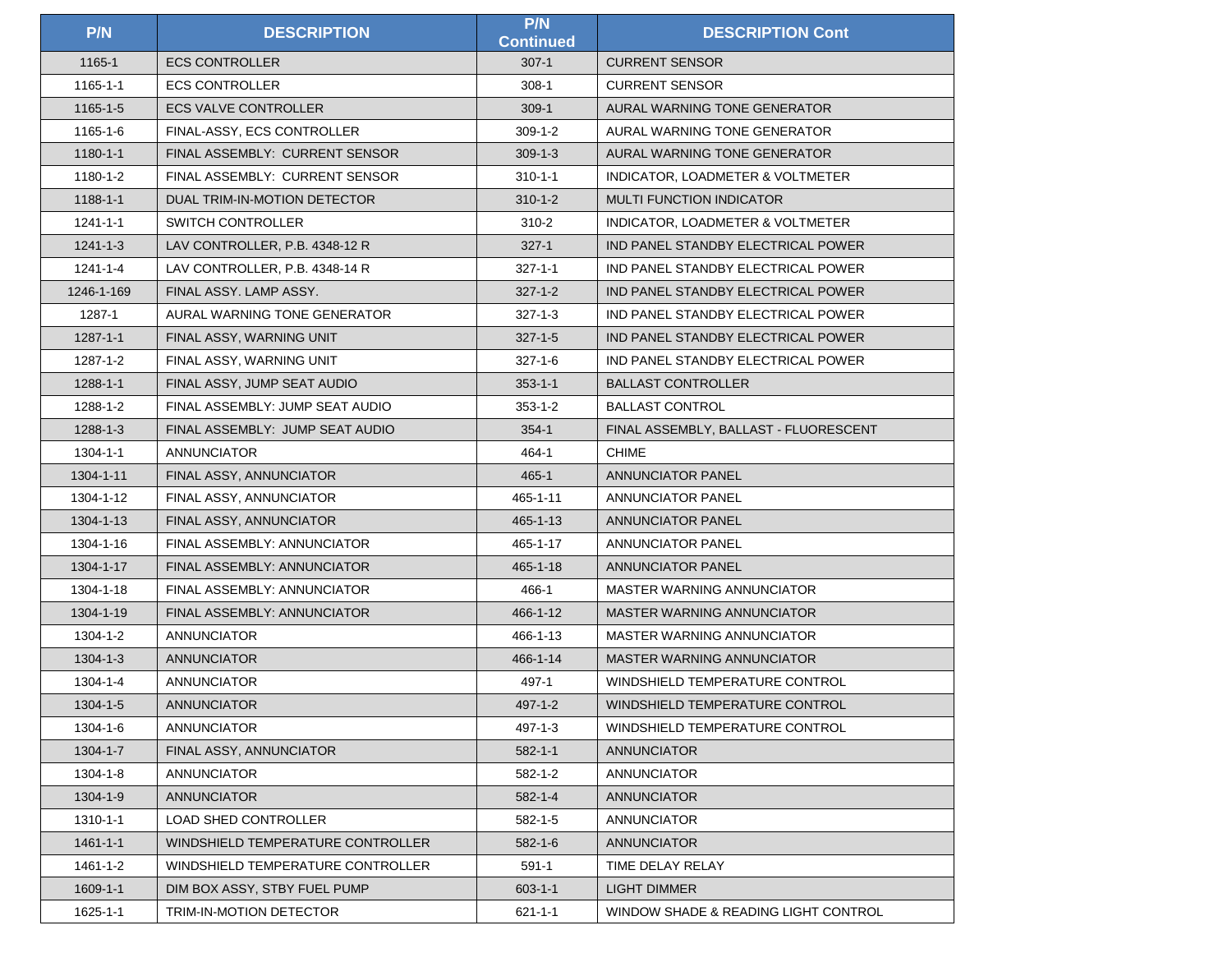| P/N | DESCRIPTION | P/N Continued | DESCRIPTION Cont |
|---|---|---|---|
| 1165-1 | ECS CONTROLLER | 307-1 | CURRENT SENSOR |
| 1165-1-1 | ECS CONTROLLER | 308-1 | CURRENT SENSOR |
| 1165-1-5 | ECS VALVE CONTROLLER | 309-1 | AURAL WARNING TONE GENERATOR |
| 1165-1-6 | FINAL-ASSY, ECS CONTROLLER | 309-1-2 | AURAL WARNING TONE GENERATOR |
| 1180-1-1 | FINAL ASSEMBLY:  CURRENT SENSOR | 309-1-3 | AURAL WARNING TONE GENERATOR |
| 1180-1-2 | FINAL ASSEMBLY:  CURRENT SENSOR | 310-1-1 | INDICATOR, LOADMETER & VOLTMETER |
| 1188-1-1 | DUAL TRIM-IN-MOTION DETECTOR | 310-1-2 | MULTI FUNCTION INDICATOR |
| 1241-1-1 | SWITCH CONTROLLER | 310-2 | INDICATOR, LOADMETER & VOLTMETER |
| 1241-1-3 | LAV CONTROLLER, P.B. 4348-12 R | 327-1 | IND PANEL STANDBY ELECTRICAL POWER |
| 1241-1-4 | LAV CONTROLLER, P.B. 4348-14 R | 327-1-1 | IND PANEL STANDBY ELECTRICAL POWER |
| 1246-1-169 | FINAL ASSY. LAMP ASSY. | 327-1-2 | IND PANEL STANDBY ELECTRICAL POWER |
| 1287-1 | AURAL WARNING TONE GENERATOR | 327-1-3 | IND PANEL STANDBY ELECTRICAL POWER |
| 1287-1-1 | FINAL ASSY, WARNING UNIT | 327-1-5 | IND PANEL STANDBY ELECTRICAL POWER |
| 1287-1-2 | FINAL ASSY, WARNING UNIT | 327-1-6 | IND PANEL STANDBY ELECTRICAL POWER |
| 1288-1-1 | FINAL ASSY, JUMP SEAT AUDIO | 353-1-1 | BALLAST CONTROLLER |
| 1288-1-2 | FINAL ASSEMBLY: JUMP SEAT AUDIO | 353-1-2 | BALLAST CONTROL |
| 1288-1-3 | FINAL ASSEMBLY:  JUMP SEAT AUDIO | 354-1 | FINAL ASSEMBLY, BALLAST - FLUORESCENT |
| 1304-1-1 | ANNUNCIATOR | 464-1 | CHIME |
| 1304-1-11 | FINAL ASSY, ANNUNCIATOR | 465-1 | ANNUNCIATOR PANEL |
| 1304-1-12 | FINAL ASSY, ANNUNCIATOR | 465-1-11 | ANNUNCIATOR PANEL |
| 1304-1-13 | FINAL ASSY, ANNUNCIATOR | 465-1-13 | ANNUNCIATOR PANEL |
| 1304-1-16 | FINAL ASSEMBLY: ANNUNCIATOR | 465-1-17 | ANNUNCIATOR PANEL |
| 1304-1-17 | FINAL ASSEMBLY: ANNUNCIATOR | 465-1-18 | ANNUNCIATOR PANEL |
| 1304-1-18 | FINAL ASSEMBLY: ANNUNCIATOR | 466-1 | MASTER WARNING ANNUNCIATOR |
| 1304-1-19 | FINAL ASSEMBLY: ANNUNCIATOR | 466-1-12 | MASTER WARNING ANNUNCIATOR |
| 1304-1-2 | ANNUNCIATOR | 466-1-13 | MASTER WARNING ANNUNCIATOR |
| 1304-1-3 | ANNUNCIATOR | 466-1-14 | MASTER WARNING ANNUNCIATOR |
| 1304-1-4 | ANNUNCIATOR | 497-1 | WINDSHIELD TEMPERATURE CONTROL |
| 1304-1-5 | ANNUNCIATOR | 497-1-2 | WINDSHIELD TEMPERATURE CONTROL |
| 1304-1-6 | ANNUNCIATOR | 497-1-3 | WINDSHIELD TEMPERATURE CONTROL |
| 1304-1-7 | FINAL ASSY, ANNUNCIATOR | 582-1-1 | ANNUNCIATOR |
| 1304-1-8 | ANNUNCIATOR | 582-1-2 | ANNUNCIATOR |
| 1304-1-9 | ANNUNCIATOR | 582-1-4 | ANNUNCIATOR |
| 1310-1-1 | LOAD SHED CONTROLLER | 582-1-5 | ANNUNCIATOR |
| 1461-1-1 | WINDSHIELD TEMPERATURE CONTROLLER | 582-1-6 | ANNUNCIATOR |
| 1461-1-2 | WINDSHIELD TEMPERATURE CONTROLLER | 591-1 | TIME DELAY RELAY |
| 1609-1-1 | DIM BOX ASSY, STBY FUEL PUMP | 603-1-1 | LIGHT DIMMER |
| 1625-1-1 | TRIM-IN-MOTION DETECTOR | 621-1-1 | WINDOW SHADE & READING LIGHT CONTROL |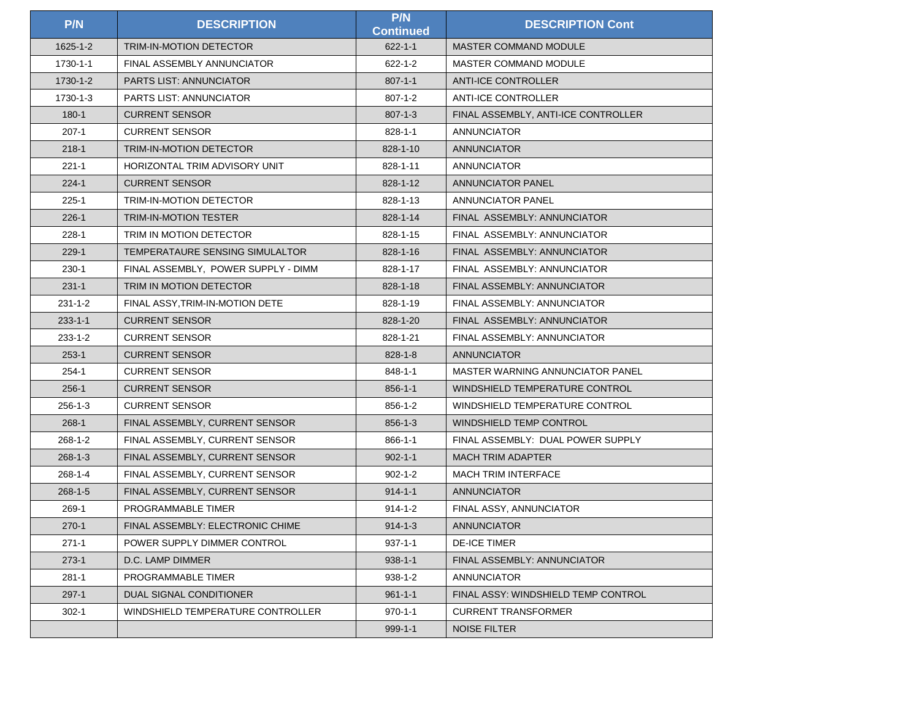| P/N | DESCRIPTION | P/N Continued | DESCRIPTION Cont |
|---|---|---|---|
| 1625-1-2 | TRIM-IN-MOTION DETECTOR | 622-1-1 | MASTER COMMAND MODULE |
| 1730-1-1 | FINAL ASSEMBLY ANNUNCIATOR | 622-1-2 | MASTER COMMAND MODULE |
| 1730-1-2 | PARTS LIST: ANNUNCIATOR | 807-1-1 | ANTI-ICE CONTROLLER |
| 1730-1-3 | PARTS LIST: ANNUNCIATOR | 807-1-2 | ANTI-ICE CONTROLLER |
| 180-1 | CURRENT SENSOR | 807-1-3 | FINAL ASSEMBLY, ANTI-ICE CONTROLLER |
| 207-1 | CURRENT SENSOR | 828-1-1 | ANNUNCIATOR |
| 218-1 | TRIM-IN-MOTION DETECTOR | 828-1-10 | ANNUNCIATOR |
| 221-1 | HORIZONTAL TRIM ADVISORY UNIT | 828-1-11 | ANNUNCIATOR |
| 224-1 | CURRENT SENSOR | 828-1-12 | ANNUNCIATOR PANEL |
| 225-1 | TRIM-IN-MOTION DETECTOR | 828-1-13 | ANNUNCIATOR PANEL |
| 226-1 | TRIM-IN-MOTION TESTER | 828-1-14 | FINAL ASSEMBLY: ANNUNCIATOR |
| 228-1 | TRIM IN MOTION DETECTOR | 828-1-15 | FINAL ASSEMBLY: ANNUNCIATOR |
| 229-1 | TEMPERATAURE SENSING SIMULALTOR | 828-1-16 | FINAL ASSEMBLY: ANNUNCIATOR |
| 230-1 | FINAL ASSEMBLY, POWER SUPPLY - DIMM | 828-1-17 | FINAL ASSEMBLY: ANNUNCIATOR |
| 231-1 | TRIM IN MOTION DETECTOR | 828-1-18 | FINAL ASSEMBLY: ANNUNCIATOR |
| 231-1-2 | FINAL ASSY,TRIM-IN-MOTION DETE | 828-1-19 | FINAL ASSEMBLY: ANNUNCIATOR |
| 233-1-1 | CURRENT SENSOR | 828-1-20 | FINAL ASSEMBLY: ANNUNCIATOR |
| 233-1-2 | CURRENT SENSOR | 828-1-21 | FINAL ASSEMBLY: ANNUNCIATOR |
| 253-1 | CURRENT SENSOR | 828-1-8 | ANNUNCIATOR |
| 254-1 | CURRENT SENSOR | 848-1-1 | MASTER WARNING ANNUNCIATOR PANEL |
| 256-1 | CURRENT SENSOR | 856-1-1 | WINDSHIELD TEMPERATURE CONTROL |
| 256-1-3 | CURRENT SENSOR | 856-1-2 | WINDSHIELD TEMPERATURE CONTROL |
| 268-1 | FINAL ASSEMBLY, CURRENT SENSOR | 856-1-3 | WINDSHIELD TEMP CONTROL |
| 268-1-2 | FINAL ASSEMBLY, CURRENT SENSOR | 866-1-1 | FINAL ASSEMBLY: DUAL POWER SUPPLY |
| 268-1-3 | FINAL ASSEMBLY, CURRENT SENSOR | 902-1-1 | MACH TRIM ADAPTER |
| 268-1-4 | FINAL ASSEMBLY, CURRENT SENSOR | 902-1-2 | MACH TRIM INTERFACE |
| 268-1-5 | FINAL ASSEMBLY, CURRENT SENSOR | 914-1-1 | ANNUNCIATOR |
| 269-1 | PROGRAMMABLE TIMER | 914-1-2 | FINAL ASSY, ANNUNCIATOR |
| 270-1 | FINAL ASSEMBLY: ELECTRONIC CHIME | 914-1-3 | ANNUNCIATOR |
| 271-1 | POWER SUPPLY DIMMER CONTROL | 937-1-1 | DE-ICE TIMER |
| 273-1 | D.C. LAMP DIMMER | 938-1-1 | FINAL ASSEMBLY: ANNUNCIATOR |
| 281-1 | PROGRAMMABLE TIMER | 938-1-2 | ANNUNCIATOR |
| 297-1 | DUAL SIGNAL CONDITIONER | 961-1-1 | FINAL ASSY: WINDSHIELD TEMP CONTROL |
| 302-1 | WINDSHIELD TEMPERATURE CONTROLLER | 970-1-1 | CURRENT TRANSFORMER |
| | | 999-1-1 | NOISE FILTER |